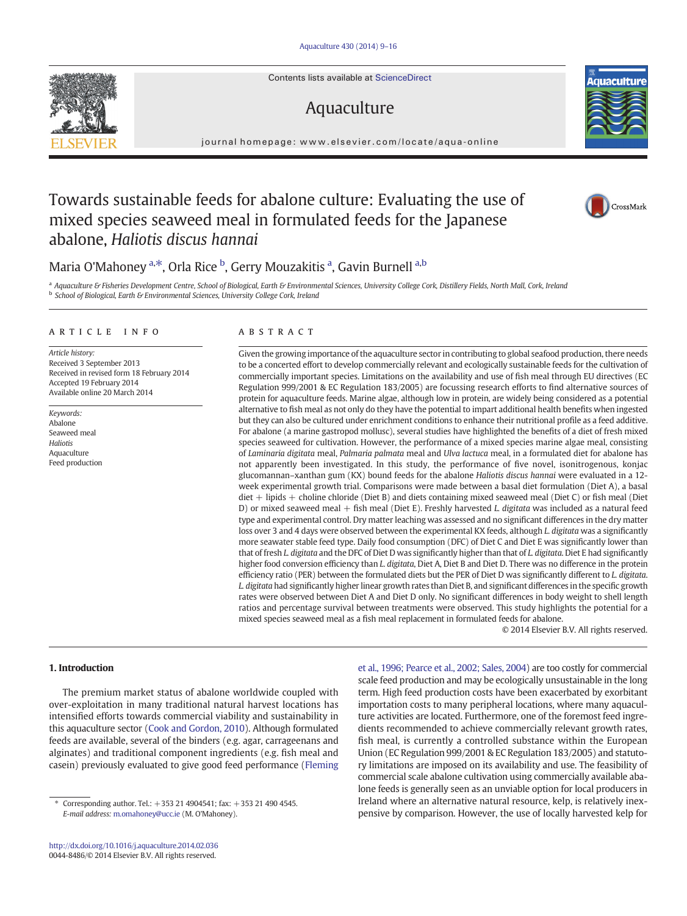# Towards sustainable feeds for abalone culture: Evaluating the use of mixed species seaweed meal in formulated feeds for the Japanese abalone, *Haliotis discus hannai*

Maria O'Mahoney [a,*], Orla Rice [b], Gerry Mouzakitis [a], Gavin Burnell [a,b]

[a] Aquaculture & Fisheries Development Centre, School of Biological, Earth & Environmental Sciences, University College Cork, Distillery Fields, North Mall, Cork, Ireland

[b] School of Biological, Earth & Environmental Sciences, University College Cork, Ireland

## ARTICLE INFO

*Article history:*
Received 3 September 2013
Received in revised form 18 February 2014
Accepted 19 February 2014
Available online 20 March 2014

*Keywords:*
Abalone
Seaweed meal
*Haliotis*
Aquaculture
Feed production

## ABSTRACT

Given the growing importance of the aquaculture sector in contributing to global seafood production, there needs to be a concerted effort to develop commercially relevant and ecologically sustainable feeds for the cultivation of commercially important species. Limitations on the availability and use of fish meal through EU directives (EC Regulation 999/2001 & EC Regulation 183/2005) are focussing research efforts to find alternative sources of protein for aquaculture feeds. Marine algae, although low in protein, are widely being considered as a potential alternative to fish meal as not only do they have the potential to impart additional health benefits when ingested but they can also be cultured under enrichment conditions to enhance their nutritional profile as a feed additive. For abalone (a marine gastropod mollusc), several studies have highlighted the benefits of a diet of fresh mixed species seaweed for cultivation. However, the performance of a mixed species marine algae meal, consisting of *Laminaria digitata* meal, *Palmaria palmata* meal and *Ulva lactuca* meal, in a formulated diet for abalone has not apparently been investigated. In this study, the performance of five novel, isonitrogenous, konjac glucomannan–xanthan gum (KX) bound feeds for the abalone *Haliotis discus hannai* were evaluated in a 12-week experimental growth trial. Comparisons were made between a basal diet formulation (Diet A), a basal diet + lipids + choline chloride (Diet B) and diets containing mixed seaweed meal (Diet C) or fish meal (Diet D) or mixed seaweed meal + fish meal (Diet E). Freshly harvested *L. digitata* was included as a natural feed type and experimental control. Dry matter leaching was assessed and no significant differences in the dry matter loss over 3 and 4 days were observed between the experimental KX feeds, although *L. digitata* was a significantly more seawater stable feed type. Daily food consumption (DFC) of Diet C and Diet E was significantly lower than that of fresh *L. digitata* and the DFC of Diet D was significantly higher than that of *L. digitata*. Diet E had significantly higher food conversion efficiency than *L. digitata*, Diet A, Diet B and Diet D. There was no difference in the protein efficiency ratio (PER) between the formulated diets but the PER of Diet D was significantly different to *L. digitata*. *L. digitata* had significantly higher linear growth rates than Diet B, and significant differences in the specific growth rates were observed between Diet A and Diet D only. No significant differences in body weight to shell length ratios and percentage survival between treatments were observed. This study highlights the potential for a mixed species seaweed meal as a fish meal replacement in formulated feeds for abalone.

© 2014 Elsevier B.V. All rights reserved.

## 1. Introduction

The premium market status of abalone worldwide coupled with over-exploitation in many traditional natural harvest locations has intensified efforts towards commercial viability and sustainability in this aquaculture sector (Cook and Gordon, 2010). Although formulated feeds are available, several of the binders (e.g. agar, carrageenans and alginates) and traditional component ingredients (e.g. fish meal and casein) previously evaluated to give good feed performance (Fleming et al., 1996; Pearce et al., 2002; Sales, 2004) are too costly for commercial scale feed production and may be ecologically unsustainable in the long term. High feed production costs have been exacerbated by exorbitant importation costs to many peripheral locations, where many aquaculture activities are located. Furthermore, one of the foremost feed ingredients recommended to achieve commercially relevant growth rates, fish meal, is currently a controlled substance within the European Union (EC Regulation 999/2001 & EC Regulation 183/2005) and statutory limitations are imposed on its availability and use. The feasibility of commercial scale abalone cultivation using commercially available abalone feeds is generally seen as an unviable option for local producers in Ireland where an alternative natural resource, kelp, is relatively inexpensive by comparison. However, the use of locally harvested kelp for

* Corresponding author. Tel.: +353 21 4904541; fax: +353 21 490 4545.
*E-mail address:* m.omahoney@ucc.ie (M. O'Mahoney).

http://dx.doi.org/10.1016/j.aquaculture.2014.02.036
0044-8486/© 2014 Elsevier B.V. All rights reserved.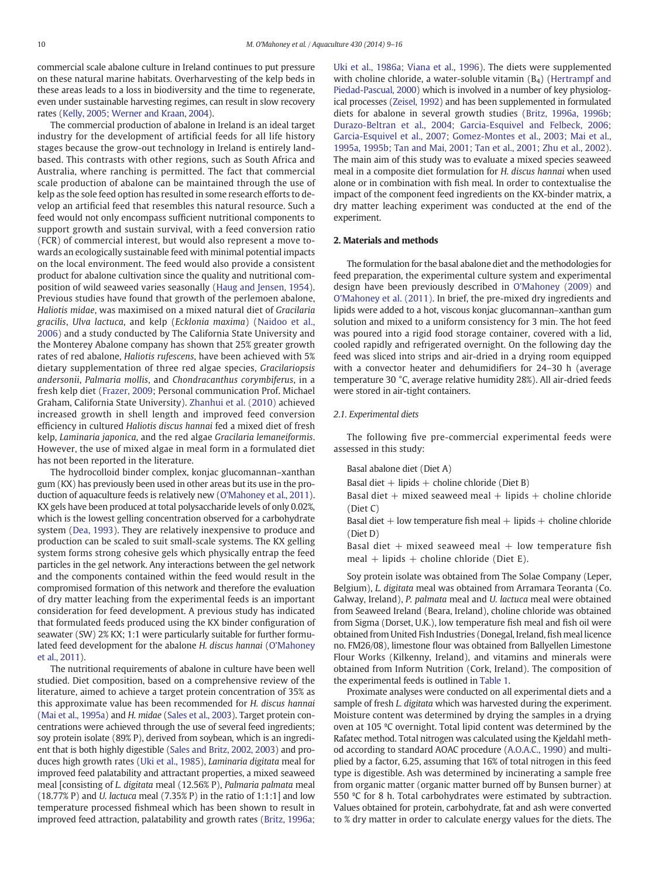commercial scale abalone culture in Ireland continues to put pressure on these natural marine habitats. Overharvesting of the kelp beds in these areas leads to a loss in biodiversity and the time to regenerate, even under sustainable harvesting regimes, can result in slow recovery rates (Kelly, 2005; Werner and Kraan, 2004).

The commercial production of abalone in Ireland is an ideal target industry for the development of artificial feeds for all life history stages because the grow-out technology in Ireland is entirely land-based. This contrasts with other regions, such as South Africa and Australia, where ranching is permitted. The fact that commercial scale production of abalone can be maintained through the use of kelp as the sole feed option has resulted in some research efforts to develop an artificial feed that resembles this natural resource. Such a feed would not only encompass sufficient nutritional components to support growth and sustain survival, with a feed conversion ratio (FCR) of commercial interest, but would also represent a move towards an ecologically sustainable feed with minimal potential impacts on the local environment. The feed would also provide a consistent product for abalone cultivation since the quality and nutritional composition of wild seaweed varies seasonally (Haug and Jensen, 1954). Previous studies have found that growth of the perlemoen abalone, *Haliotis midae*, was maximised on a mixed natural diet of *Gracilaria gracilis*, *Ulva lactuca*, and kelp (*Ecklonia maxima*) (Naidoo et al., 2006) and a study conducted by The California State University and the Monterey Abalone company has shown that 25% greater growth rates of red abalone, *Haliotis rufescens*, have been achieved with 5% dietary supplementation of three red algae species, *Gracilariopsis andersonii*, *Palmaria mollis*, and *Chondracanthus corymbiferus*, in a fresh kelp diet (Frazer, 2009; Personal communication Prof. Michael Graham, California State University). Zhanhui et al. (2010) achieved increased growth in shell length and improved feed conversion efficiency in cultured *Haliotis discus hannai* fed a mixed diet of fresh kelp, *Laminaria japonica*, and the red algae *Gracilaria lemaneiformis*. However, the use of mixed algae in meal form in a formulated diet has not been reported in the literature.

The hydrocolloid binder complex, konjac glucomannan–xanthan gum (KX) has previously been used in other areas but its use in the production of aquaculture feeds is relatively new (O'Mahoney et al., 2011). KX gels have been produced at total polysaccharide levels of only 0.02%, which is the lowest gelling concentration observed for a carbohydrate system (Dea, 1993). They are relatively inexpensive to produce and production can be scaled to suit small-scale systems. The KX gelling system forms strong cohesive gels which physically entrap the feed particles in the gel network. Any interactions between the gel network and the components contained within the feed would result in the compromised formation of this network and therefore the evaluation of dry matter leaching from the experimental feeds is an important consideration for feed development. A previous study has indicated that formulated feeds produced using the KX binder configuration of seawater (SW) 2% KX; 1:1 were particularly suitable for further formulated feed development for the abalone *H. discus hannai* (O'Mahoney et al., 2011).

The nutritional requirements of abalone in culture have been well studied. Diet composition, based on a comprehensive review of the literature, aimed to achieve a target protein concentration of 35% as this approximate value has been recommended for *H. discus hannai* (Mai et al., 1995a) and *H. midae* (Sales et al., 2003). Target protein concentrations were achieved through the use of several feed ingredients; soy protein isolate (89% P), derived from soybean, which is an ingredient that is both highly digestible (Sales and Britz, 2002, 2003) and produces high growth rates (Uki et al., 1985), *Laminaria digitata* meal for improved feed palatability and attractant properties, a mixed seaweed meal [consisting of *L. digitata* meal (12.56% P), *Palmaria palmata* meal (18.77% P) and *U. lactuca* meal (7.35% P) in the ratio of 1:1:1] and low temperature processed fishmeal which has been shown to result in improved feed attraction, palatability and growth rates (Britz, 1996a; Uki et al., 1986a; Viana et al., 1996). The diets were supplemented with choline chloride, a water-soluble vitamin ($B_4$) (Hertrampf and Piedad-Pascual, 2000) which is involved in a number of key physiological processes (Zeisel, 1992) and has been supplemented in formulated diets for abalone in several growth studies (Britz, 1996a, 1996b; Durazo-Beltran et al., 2004; Garcia-Esquivel and Felbeck, 2006; Garcia-Esquivel et al., 2007; Gomez-Montes et al., 2003; Mai et al., 1995a, 1995b; Tan and Mai, 2001; Tan et al., 2001; Zhu et al., 2002). The main aim of this study was to evaluate a mixed species seaweed meal in a composite diet formulation for *H. discus hannai* when used alone or in combination with fish meal. In order to contextualise the impact of the component feed ingredients on the KX-binder matrix, a dry matter leaching experiment was conducted at the end of the experiment.

## 2. Materials and methods

The formulation for the basal abalone diet and the methodologies for feed preparation, the experimental culture system and experimental design have been previously described in O'Mahoney (2009) and O'Mahoney et al. (2011). In brief, the pre-mixed dry ingredients and lipids were added to a hot, viscous konjac glucomannan–xanthan gum solution and mixed to a uniform consistency for 3 min. The hot feed was poured into a rigid food storage container, covered with a lid, cooled rapidly and refrigerated overnight. On the following day the feed was sliced into strips and air-dried in a drying room equipped with a convector heater and dehumidifiers for 24–30 h (average temperature 30 °C, average relative humidity 28%). All air-dried feeds were stored in air-tight containers.

### 2.1. Experimental diets

The following five pre-commercial experimental feeds were assessed in this study:

Basal abalone diet (Diet A)

Basal diet + lipids + choline chloride (Diet B)

Basal diet + mixed seaweed meal + lipids + choline chloride (Diet C)

Basal diet + low temperature fish meal + lipids + choline chloride (Diet D)

Basal diet + mixed seaweed meal + low temperature fish meal + lipids + choline chloride (Diet E).

Soy protein isolate was obtained from The Solae Company (Leper, Belgium), *L. digitata* meal was obtained from Arramara Teoranta (Co. Galway, Ireland), *P. palmata* meal and *U. lactuca* meal were obtained from Seaweed Ireland (Beara, Ireland), choline chloride was obtained from Sigma (Dorset, U.K.), low temperature fish meal and fish oil were obtained from United Fish Industries (Donegal, Ireland, fish meal licence no. FM26/08), limestone flour was obtained from Ballyellen Limestone Flour Works (Kilkenny, Ireland), and vitamins and minerals were obtained from Inform Nutrition (Cork, Ireland). The composition of the experimental feeds is outlined in Table 1.

Proximate analyses were conducted on all experimental diets and a sample of fresh *L. digitata* which was harvested during the experiment. Moisture content was determined by drying the samples in a drying oven at 105 ºC overnight. Total lipid content was determined by the Rafatec method. Total nitrogen was calculated using the Kjeldahl method according to standard AOAC procedure (A.O.A.C., 1990) and multiplied by a factor, 6.25, assuming that 16% of total nitrogen in this feed type is digestible. Ash was determined by incinerating a sample free from organic matter (organic matter burned off by Bunsen burner) at 550 ºC for 8 h. Total carbohydrates were estimated by subtraction. Values obtained for protein, carbohydrate, fat and ash were converted to % dry matter in order to calculate energy values for the diets. The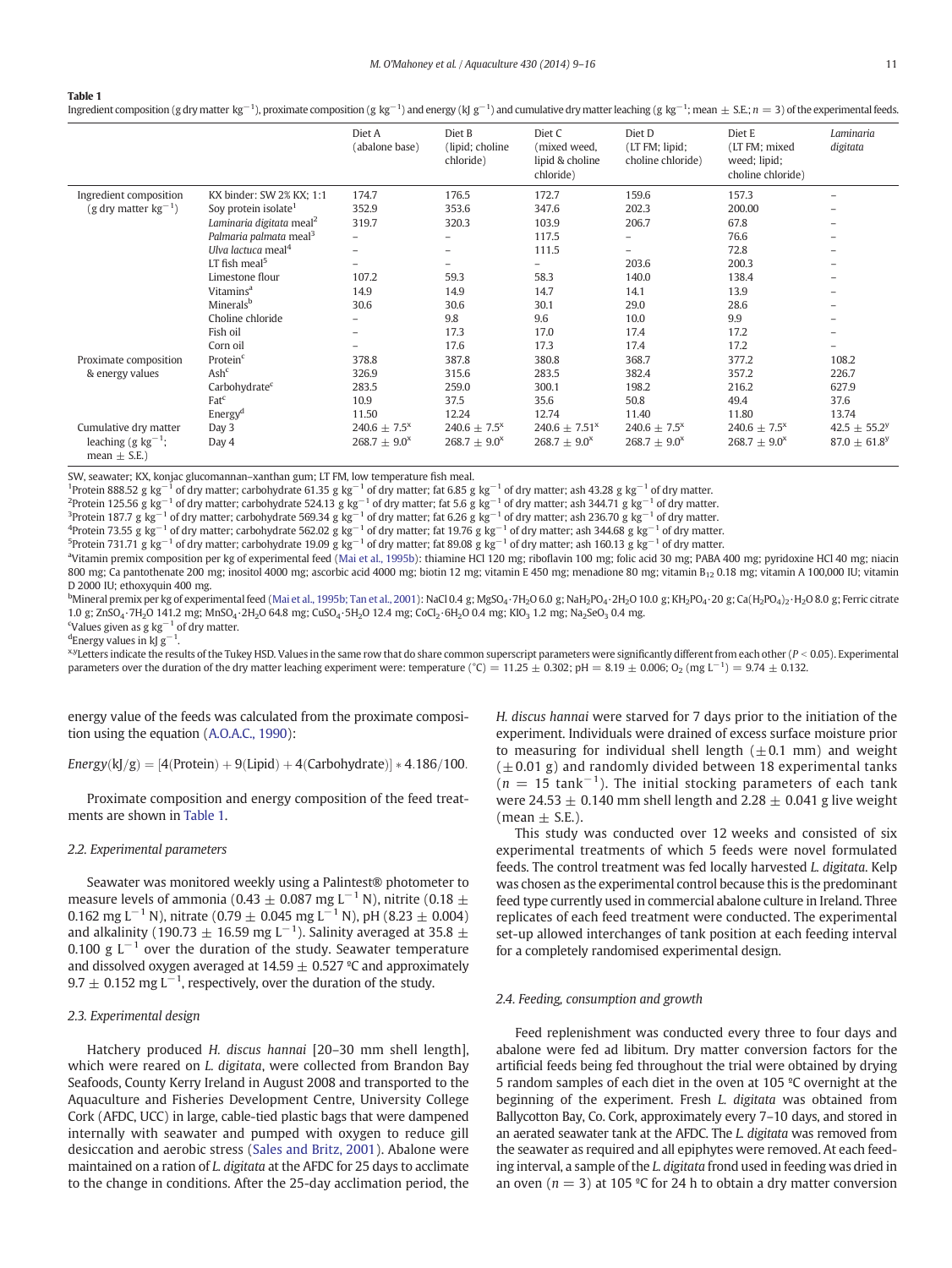**Table 1**

Ingredient composition (g dry matter $kg^{-1}$), proximate composition (g $kg^{-1}$) and energy (kJ $g^{-1}$) and cumulative dry matter leaching (g $kg^{-1}$; mean ± S.E.; $n = 3$) of the experimental feeds.

| | | Diet A (abalone base) | Diet B (lipid; choline chloride) | Diet C (mixed weed, lipid & choline chloride) | Diet D (LT FM; lipid; choline chloride) | Diet E (LT FM; mixed weed; lipid; choline chloride) | *Laminaria digitata* |
|---|---|---|---|---|---|---|---|
| Ingredient composition (g dry matter $kg^{-1}$) | KX binder: SW 2% KX; 1:1 | 174.7 | 176.5 | 172.7 | 159.6 | 157.3 | – |
| | Soy protein isolate[1] | 352.9 | 353.6 | 347.6 | 202.3 | 200.00 | – |
| | *Laminaria digitata* meal[2] | 319.7 | 320.3 | 103.9 | 206.7 | 67.8 | – |
| | *Palmaria palmata* meal[3] | – | – | 117.5 | – | 76.6 | – |
| | *Ulva lactuca* meal[4] | – | – | 111.5 | – | 72.8 | – |
| | LT fish meal[5] | – | – | – | 203.6 | 200.3 | – |
| | Limestone flour | 107.2 | 59.3 | 58.3 | 140.0 | 138.4 | – |
| | Vitamins[a] | 14.9 | 14.9 | 14.7 | 14.1 | 13.9 | – |
| | Minerals[b] | 30.6 | 30.6 | 30.1 | 29.0 | 28.6 | – |
| | Choline chloride | – | 9.8 | 9.6 | 10.0 | 9.9 | – |
| | Fish oil | – | 17.3 | 17.0 | 17.4 | 17.2 | – |
| | Corn oil | – | 17.6 | 17.3 | 17.4 | 17.2 | – |
| Proximate composition & energy values | Protein[c] | 378.8 | 387.8 | 380.8 | 368.7 | 377.2 | 108.2 |
| | Ash[c] | 326.9 | 315.6 | 283.5 | 382.4 | 357.2 | 226.7 |
| | Carbohydrate[c] | 283.5 | 259.0 | 300.1 | 198.2 | 216.2 | 627.9 |
| | Fat[c] | 10.9 | 37.5 | 35.6 | 50.8 | 49.4 | 37.6 |
| | Energy[d] | 11.50 | 12.24 | 12.74 | 11.40 | 11.80 | 13.74 |
| Cumulative dry matter leaching (g $kg^{-1}$; mean ± S.E.) | Day 3 | 240.6 ± 7.5[x] | 240.6 ± 7.5[x] | 240.6 ± 7.51[x] | 240.6 ± 7.5[x] | 240.6 ± 7.5[x] | 42.5 ± 55.2[y] |
| | Day 4 | 268.7 ± 9.0[x] | 268.7 ± 9.0[x] | 268.7 ± 9.0[x] | 268.7 ± 9.0[x] | 268.7 ± 9.0[x] | 87.0 ± 61.8[y] |

SW, seawater; KX, konjac glucomannan–xanthan gum; LT FM, low temperature fish meal.

[1]Protein 888.52 g $kg^{-1}$ of dry matter; carbohydrate 61.35 g $kg^{-1}$ of dry matter; fat 6.85 g $kg^{-1}$ of dry matter; ash 43.28 g $kg^{-1}$ of dry matter.

[2]Protein 125.56 g $kg^{-1}$ of dry matter; carbohydrate 524.13 g $kg^{-1}$ of dry matter; fat 5.6 g $kg^{-1}$ of dry matter; ash 344.71 g $kg^{-1}$ of dry matter.

[3]Protein 187.7 g $kg^{-1}$ of dry matter; carbohydrate 569.34 g $kg^{-1}$ of dry matter; fat 6.26 g $kg^{-1}$ of dry matter; ash 236.70 g $kg^{-1}$ of dry matter.

[4]Protein 73.55 g $kg^{-1}$ of dry matter; carbohydrate 562.02 g $kg^{-1}$ of dry matter; fat 19.76 g $kg^{-1}$ of dry matter; ash 344.68 g $kg^{-1}$ of dry matter.

[5]Protein 731.71 g $kg^{-1}$ of dry matter; carbohydrate 19.09 g $kg^{-1}$ of dry matter; fat 89.08 g $kg^{-1}$ of dry matter; ash 160.13 g $kg^{-1}$ of dry matter.

[a]Vitamin premix composition per kg of experimental feed (Mai et al., 1995b): thiamine HCl 120 mg; riboflavin 100 mg; folic acid 30 mg; PABA 400 mg; pyridoxine HCl 40 mg; niacin 800 mg; Ca pantothenate 200 mg; inositol 4000 mg; ascorbic acid 4000 mg; biotin 12 mg; vitamin E 450 mg; menadione 80 mg; vitamin $B_{12}$ 0.18 mg; vitamin A 100,000 IU; vitamin D 2000 IU; ethoxyquin 400 mg.

[b]Mineral premix per kg of experimental feed (Mai et al., 1995b; Tan et al., 2001): NaCl 0.4 g; $MgSO_4 \cdot 7H_2O$ 6.0 g; $NaH_2PO_4 \cdot 2H_2O$ 10.0 g; $KH_2PO_4$·20 g; $Ca(H_2PO_4)_2 \cdot H_2O$ 8.0 g; Ferric citrate 1.0 g; $ZnSO_4 \cdot 7H_2O$ 141.2 mg; $MnSO_4 \cdot 2H_2O$ 64.8 mg; $CuSO_4 \cdot 5H_2O$ 12.4 mg; $CoCl_2 \cdot 6H_2O$ 0.4 mg; $KIO_3$ 1.2 mg; $Na_2SeO_3$ 0.4 mg.

[c]Values given as g $kg^{-1}$ of dry matter.

[d]Energy values in kJ $g^{-1}$.

[x,y]Letters indicate the results of the Tukey HSD. Values in the same row that do share common superscript parameters were significantly different from each other ($P < 0.05$). Experimental parameters over the duration of the dry matter leaching experiment were: temperature (°C) = 11.25 ± 0.302; pH = 8.19 ± 0.006; $O_2$ (mg $L^{-1}$) = 9.74 ± 0.132.

energy value of the feeds was calculated from the proximate composition using the equation (A.O.A.C., 1990):

$$Energy(kJ/g) = [4(Protein) + 9(Lipid) + 4(Carbohydrate)] * 4.186/100.$$

Proximate composition and energy composition of the feed treatments are shown in Table 1.

### 2.2. Experimental parameters

Seawater was monitored weekly using a Palintest® photometer to measure levels of ammonia (0.43 ± 0.087 mg $L^{-1}$ N), nitrite (0.18 ± 0.162 mg $L^{-1}$ N), nitrate (0.79 ± 0.045 mg $L^{-1}$ N), pH (8.23 ± 0.004) and alkalinity (190.73 ± 16.59 mg $L^{-1}$). Salinity averaged at 35.8 ± 0.100 g $L^{-1}$ over the duration of the study. Seawater temperature and dissolved oxygen averaged at 14.59 ± 0.527 °C and approximately 9.7 ± 0.152 mg $L^{-1}$, respectively, over the duration of the study.

### 2.3. Experimental design

Hatchery produced *H. discus hannai* [20–30 mm shell length], which were reared on *L. digitata*, were collected from Brandon Bay Seafoods, County Kerry Ireland in August 2008 and transported to the Aquaculture and Fisheries Development Centre, University College Cork (AFDC, UCC) in large, cable-tied plastic bags that were dampened internally with seawater and pumped with oxygen to reduce gill desiccation and aerobic stress (Sales and Britz, 2001). Abalone were maintained on a ration of *L. digitata* at the AFDC for 25 days to acclimate to the change in conditions. After the 25-day acclimation period, the *H. discus hannai* were starved for 7 days prior to the initiation of the experiment. Individuals were drained of excess surface moisture prior to measuring for individual shell length (±0.1 mm) and weight (±0.01 g) and randomly divided between 18 experimental tanks ($n$ = 15 $tank^{-1}$). The initial stocking parameters of each tank were 24.53 ± 0.140 mm shell length and 2.28 ± 0.041 g live weight (mean ± S.E.).

This study was conducted over 12 weeks and consisted of six experimental treatments of which 5 feeds were novel formulated feeds. The control treatment was fed locally harvested *L. digitata*. Kelp was chosen as the experimental control because this is the predominant feed type currently used in commercial abalone culture in Ireland. Three replicates of each feed treatment were conducted. The experimental set-up allowed interchanges of tank position at each feeding interval for a completely randomised experimental design.

### 2.4. Feeding, consumption and growth

Feed replenishment was conducted every three to four days and abalone were fed ad libitum. Dry matter conversion factors for the artificial feeds being fed throughout the trial were obtained by drying 5 random samples of each diet in the oven at 105 °C overnight at the beginning of the experiment. Fresh *L. digitata* was obtained from Ballycotton Bay, Co. Cork, approximately every 7–10 days, and stored in an aerated seawater tank at the AFDC. The *L. digitata* was removed from the seawater as required and all epiphytes were removed. At each feeding interval, a sample of the *L. digitata* frond used in feeding was dried in an oven ($n$ = 3) at 105 °C for 24 h to obtain a dry matter conversion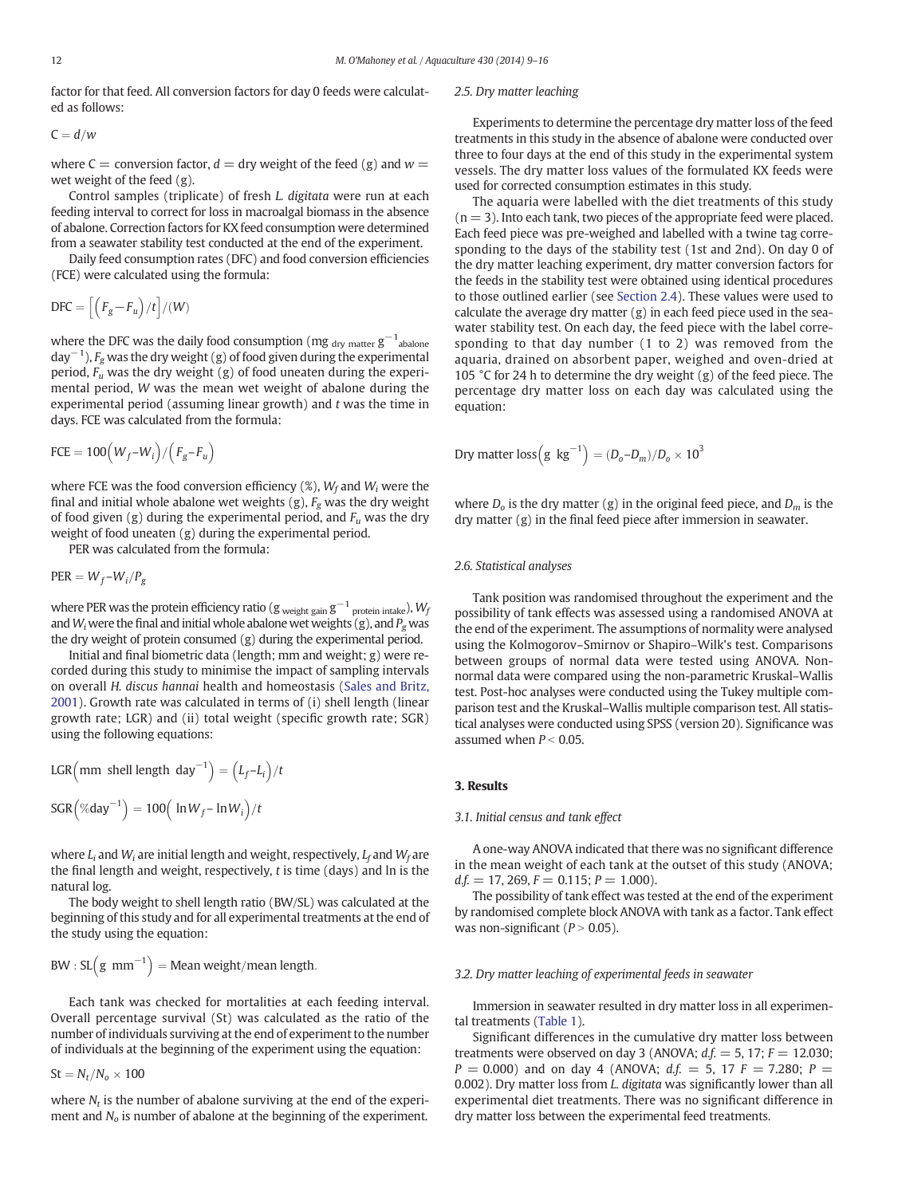factor for that feed. All conversion factors for day 0 feeds were calculated as follows:

$$C = d/w$$

where C = conversion factor, $d$ = dry weight of the feed (g) and $w$ = wet weight of the feed (g).

Control samples (triplicate) of fresh *L. digitata* were run at each feeding interval to correct for loss in macroalgal biomass in the absence of abalone. Correction factors for KX feed consumption were determined from a seawater stability test conducted at the end of the experiment.

Daily feed consumption rates (DFC) and food conversion efficiencies (FCE) were calculated using the formula:

$$\text{DFC} = \left[\left(F_g - F_u\right)/t\right]/(W)$$

where the DFC was the daily food consumption (mg $_{\text{dry matter}}$ g$^{-1}$$_{\text{abalone}}$ day$^{-1}$), $F_g$ was the dry weight (g) of food given during the experimental period, $F_u$ was the dry weight (g) of food uneaten during the experimental period, $W$ was the mean wet weight of abalone during the experimental period (assuming linear growth) and $t$ was the time in days. FCE was calculated from the formula:

$$\text{FCE} = 100\left(W_f - W_i\right)/\left(F_g - F_u\right)$$

where FCE was the food conversion efficiency (%), $W_f$ and $W_i$ were the final and initial whole abalone wet weights (g), $F_g$ was the dry weight of food given (g) during the experimental period, and $F_u$ was the dry weight of food uneaten (g) during the experimental period.

PER was calculated from the formula:

$$\text{PER} = W_f - W_i/P_g$$

where PER was the protein efficiency ratio (g $_{\text{weight gain}}$ g$^{-1}$ $_{\text{protein intake}}$), $W_f$ and $W_i$ were the final and initial whole abalone wet weights (g), and $P_g$ was the dry weight of protein consumed (g) during the experimental period.

Initial and final biometric data (length; mm and weight; g) were recorded during this study to minimise the impact of sampling intervals on overall *H. discus hannai* health and homeostasis (Sales and Britz, 2001). Growth rate was calculated in terms of (i) shell length (linear growth rate; LGR) and (ii) total weight (specific growth rate; SGR) using the following equations:

$$\text{LGR}\left(\text{mm shell length day}^{-1}\right) = \left(L_f - L_i\right)/t$$

$$\text{SGR}\left(\%\text{day}^{-1}\right) = 100\left(\ln W_f - \ln W_i\right)/t$$

where $L_i$ and $W_i$ are initial length and weight, respectively, $L_f$ and $W_f$ are the final length and weight, respectively, $t$ is time (days) and ln is the natural log.

The body weight to shell length ratio (BW/SL) was calculated at the beginning of this study and for all experimental treatments at the end of the study using the equation:

$$\text{BW : SL}\left(\text{g mm}^{-1}\right) = \text{Mean weight/mean length.}$$

Each tank was checked for mortalities at each feeding interval. Overall percentage survival (St) was calculated as the ratio of the number of individuals surviving at the end of experiment to the number of individuals at the beginning of the experiment using the equation:

$$\text{St} = N_t/N_o \times 100$$

where $N_t$ is the number of abalone surviving at the end of the experiment and $N_o$ is number of abalone at the beginning of the experiment.

### 2.5. Dry matter leaching

Experiments to determine the percentage dry matter loss of the feed treatments in this study in the absence of abalone were conducted over three to four days at the end of this study in the experimental system vessels. The dry matter loss values of the formulated KX feeds were used for corrected consumption estimates in this study.

The aquaria were labelled with the diet treatments of this study (n = 3). Into each tank, two pieces of the appropriate feed were placed. Each feed piece was pre-weighed and labelled with a twine tag corresponding to the days of the stability test (1st and 2nd). On day 0 of the dry matter leaching experiment, dry matter conversion factors for the feeds in the stability test were obtained using identical procedures to those outlined earlier (see Section 2.4). These values were used to calculate the average dry matter (g) in each feed piece used in the seawater stability test. On each day, the feed piece with the label corresponding to that day number (1 to 2) was removed from the aquaria, drained on absorbent paper, weighed and oven-dried at 105 °C for 24 h to determine the dry weight (g) of the feed piece. The percentage dry matter loss on each day was calculated using the equation:

$$\text{Dry matter loss}\left(\text{g kg}^{-1}\right) = (D_o - D_m)/D_o \times 10^3$$

where $D_o$ is the dry matter (g) in the original feed piece, and $D_m$ is the dry matter (g) in the final feed piece after immersion in seawater.

### 2.6. Statistical analyses

Tank position was randomised throughout the experiment and the possibility of tank effects was assessed using a randomised ANOVA at the end of the experiment. The assumptions of normality were analysed using the Kolmogorov–Smirnov or Shapiro–Wilk's test. Comparisons between groups of normal data were tested using ANOVA. Non-normal data were compared using the non-parametric Kruskal–Wallis test. Post-hoc analyses were conducted using the Tukey multiple comparison test and the Kruskal–Wallis multiple comparison test. All statistical analyses were conducted using SPSS (version 20). Significance was assumed when $P < 0.05$.

## 3. Results

### 3.1. Initial census and tank effect

A one-way ANOVA indicated that there was no significant difference in the mean weight of each tank at the outset of this study (ANOVA; *d.f.* = 17, 269, $F = 0.115$; $P = 1.000$).

The possibility of tank effect was tested at the end of the experiment by randomised complete block ANOVA with tank as a factor. Tank effect was non-significant ($P > 0.05$).

### 3.2. Dry matter leaching of experimental feeds in seawater

Immersion in seawater resulted in dry matter loss in all experimental treatments (Table 1).

Significant differences in the cumulative dry matter loss between treatments were observed on day 3 (ANOVA; *d.f.* = 5, 17; $F = 12.030$; $P = 0.000$) and on day 4 (ANOVA; *d.f.* = 5, 17 $F = 7.280$; $P = 0.002$). Dry matter loss from *L. digitata* was significantly lower than all experimental diet treatments. There was no significant difference in dry matter loss between the experimental feed treatments.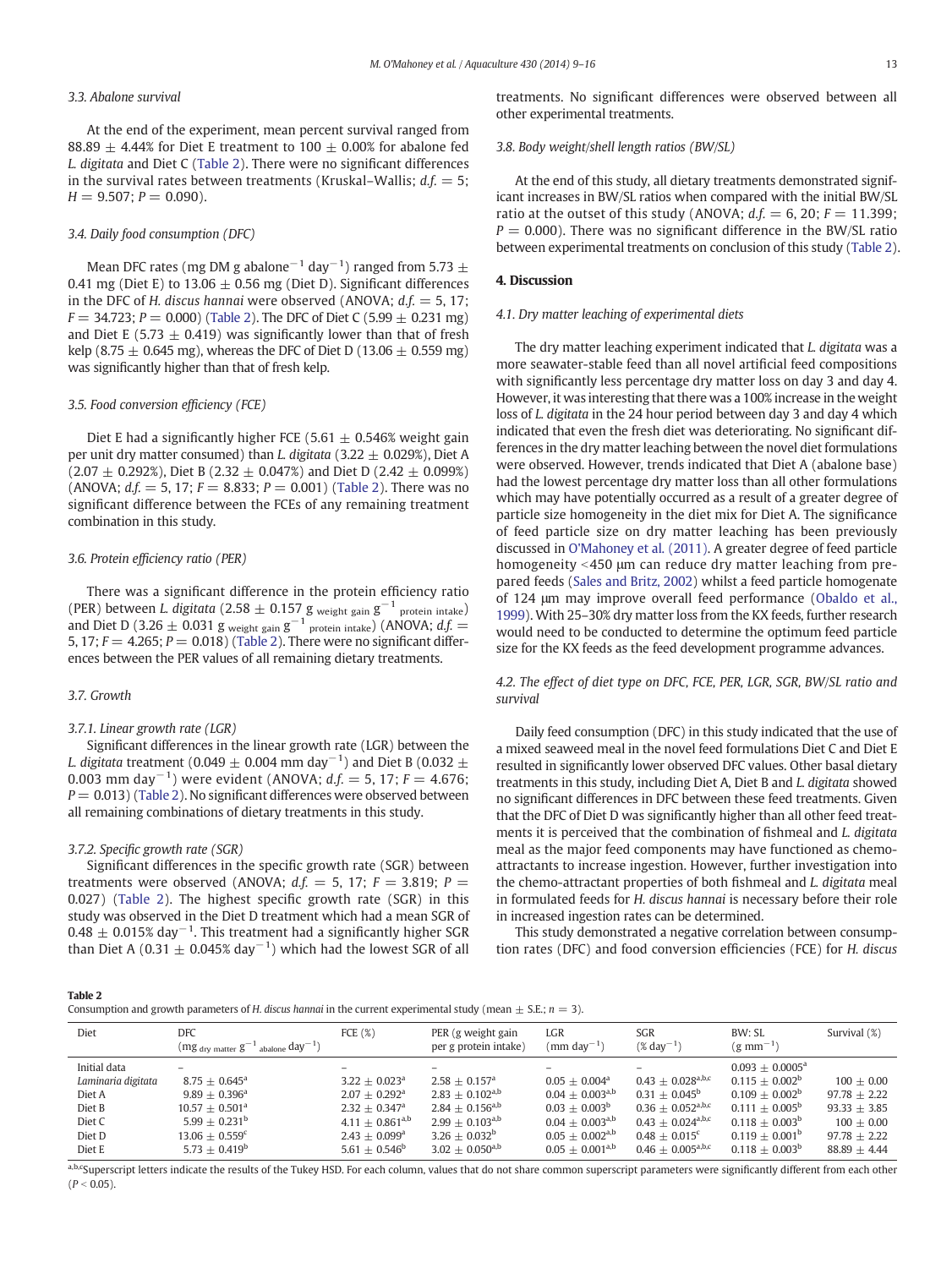### 3.3. Abalone survival

At the end of the experiment, mean percent survival ranged from 88.89 ± 4.44% for Diet E treatment to 100 ± 0.00% for abalone fed *L. digitata* and Diet C (Table 2). There were no significant differences in the survival rates between treatments (Kruskal–Wallis; *d.f.* = 5; *H* = 9.507; *P* = 0.090).

### 3.4. Daily food consumption (DFC)

Mean DFC rates (mg DM g abalone$^{-1}$ day$^{-1}$) ranged from 5.73 ± 0.41 mg (Diet E) to 13.06 ± 0.56 mg (Diet D). Significant differences in the DFC of *H. discus hannai* were observed (ANOVA; *d.f.* = 5, 17; *F* = 34.723; *P* = 0.000) (Table 2). The DFC of Diet C (5.99 ± 0.231 mg) and Diet E (5.73 ± 0.419) was significantly lower than that of fresh kelp (8.75 ± 0.645 mg), whereas the DFC of Diet D (13.06 ± 0.559 mg) was significantly higher than that of fresh kelp.

### 3.5. Food conversion efficiency (FCE)

Diet E had a significantly higher FCE (5.61 ± 0.546% weight gain per unit dry matter consumed) than *L. digitata* (3.22 ± 0.029%), Diet A (2.07 ± 0.292%), Diet B (2.32 ± 0.047%) and Diet D (2.42 ± 0.099%) (ANOVA; *d.f.* = 5, 17; *F* = 8.833; *P* = 0.001) (Table 2). There was no significant difference between the FCEs of any remaining treatment combination in this study.

### 3.6. Protein efficiency ratio (PER)

There was a significant difference in the protein efficiency ratio (PER) between *L. digitata* (2.58 ± 0.157 g $_{\text{weight gain}}$ g$^{-1}$ $_{\text{protein intake}}$) and Diet D (3.26 ± 0.031 g $_{\text{weight gain}}$ g$^{-1}$ $_{\text{protein intake}}$) (ANOVA; *d.f.* = 5, 17; *F* = 4.265; *P* = 0.018) (Table 2). There were no significant differences between the PER values of all remaining dietary treatments.

### 3.7. Growth

#### 3.7.1. Linear growth rate (LGR)

Significant differences in the linear growth rate (LGR) between the *L. digitata* treatment (0.049 ± 0.004 mm day$^{-1}$) and Diet B (0.032 ± 0.003 mm day$^{-1}$) were evident (ANOVA; *d.f.* = 5, 17; *F* = 4.676; *P* = 0.013) (Table 2). No significant differences were observed between all remaining combinations of dietary treatments in this study.

#### 3.7.2. Specific growth rate (SGR)

Significant differences in the specific growth rate (SGR) between treatments were observed (ANOVA; *d.f.* = 5, 17; *F* = 3.819; *P* = 0.027) (Table 2). The highest specific growth rate (SGR) in this study was observed in the Diet D treatment which had a mean SGR of 0.48 ± 0.015% day$^{-1}$. This treatment had a significantly higher SGR than Diet A (0.31 ± 0.045% day$^{-1}$) which had the lowest SGR of all treatments. No significant differences were observed between all other experimental treatments.

### 3.8. Body weight/shell length ratios (BW/SL)

At the end of this study, all dietary treatments demonstrated significant increases in BW/SL ratios when compared with the initial BW/SL ratio at the outset of this study (ANOVA; *d.f.* = 6, 20; *F* = 11.399; *P* = 0.000). There was no significant difference in the BW/SL ratio between experimental treatments on conclusion of this study (Table 2).

## 4. Discussion

### 4.1. Dry matter leaching of experimental diets

The dry matter leaching experiment indicated that *L. digitata* was a more seawater-stable feed than all novel artificial feed compositions with significantly less percentage dry matter loss on day 3 and day 4. However, it was interesting that there was a 100% increase in the weight loss of *L. digitata* in the 24 hour period between day 3 and day 4 which indicated that even the fresh diet was deteriorating. No significant differences in the dry matter leaching between the novel diet formulations were observed. However, trends indicated that Diet A (abalone base) had the lowest percentage dry matter loss than all other formulations which may have potentially occurred as a result of a greater degree of particle size homogeneity in the diet mix for Diet A. The significance of feed particle size on dry matter leaching has been previously discussed in O'Mahoney et al. (2011). A greater degree of feed particle homogeneity <450 μm can reduce dry matter leaching from prepared feeds (Sales and Britz, 2002) whilst a feed particle homogenate of 124 μm may improve overall feed performance (Obaldo et al., 1999). With 25–30% dry matter loss from the KX feeds, further research would need to be conducted to determine the optimum feed particle size for the KX feeds as the feed development programme advances.

### 4.2. The effect of diet type on DFC, FCE, PER, LGR, SGR, BW/SL ratio and survival

Daily feed consumption (DFC) in this study indicated that the use of a mixed seaweed meal in the novel feed formulations Diet C and Diet E resulted in significantly lower observed DFC values. Other basal dietary treatments in this study, including Diet A, Diet B and *L. digitata* showed no significant differences in DFC between these feed treatments. Given that the DFC of Diet D was significantly higher than all other feed treatments it is perceived that the combination of fishmeal and *L. digitata* meal as the major feed components may have functioned as chemo-attractants to increase ingestion. However, further investigation into the chemo-attractant properties of both fishmeal and *L. digitata* meal in formulated feeds for *H. discus hannai* is necessary before their role in increased ingestion rates can be determined.

This study demonstrated a negative correlation between consumption rates (DFC) and food conversion efficiencies (FCE) for *H. discus*

**Table 2**
Consumption and growth parameters of *H. discus hannai* in the current experimental study (mean ± S.E.; *n* = 3).

| Diet | DFC (mg $_{\text{dry matter}}$ g$^{-1}$ $_{\text{abalone}}$ day$^{-1}$) | FCE (%) | PER (g weight gain per g protein intake) | LGR (mm day$^{-1}$) | SGR (% day$^{-1}$) | BW: SL (g mm$^{-1}$) | Survival (%) |
|---|---|---|---|---|---|---|---|
| Initial data | – | – | – | – | – | 0.093 ± 0.0005[a] | |
| *Laminaria digitata* | 8.75 ± 0.645[a] | 3.22 ± 0.023[a] | 2.58 ± 0.157[a] | 0.05 ± 0.004[a] | 0.43 ± 0.028[a,b,c] | 0.115 ± 0.002[b] | 100 ± 0.00 |
| Diet A | 9.89 ± 0.396[a] | 2.07 ± 0.292[a] | 2.83 ± 0.102[a,b] | 0.04 ± 0.003[a,b] | 0.31 ± 0.045[b] | 0.109 ± 0.002[b] | 97.78 ± 2.22 |
| Diet B | 10.57 ± 0.501[a] | 2.32 ± 0.347[a] | 2.84 ± 0.156[a,b] | 0.03 ± 0.003[b] | 0.36 ± 0.052[a,b,c] | 0.111 ± 0.005[b] | 93.33 ± 3.85 |
| Diet C | 5.99 ± 0.231[b] | 4.11 ± 0.861[a,b] | 2.99 ± 0.103[a,b] | 0.04 ± 0.003[a,b] | 0.43 ± 0.024[a,b,c] | 0.118 ± 0.003[b] | 100 ± 0.00 |
| Diet D | 13.06 ± 0.559[c] | 2.43 ± 0.099[a] | 3.26 ± 0.032[b] | 0.05 ± 0.002[a,b] | 0.48 ± 0.015[c] | 0.119 ± 0.001[b] | 97.78 ± 2.22 |
| Diet E | 5.73 ± 0.419[b] | 5.61 ± 0.546[b] | 3.02 ± 0.050[a,b] | 0.05 ± 0.001[a,b] | 0.46 ± 0.005[a,b,c] | 0.118 ± 0.003[b] | 88.89 ± 4.44 |

[a,b,c]Superscript letters indicate the results of the Tukey HSD. For each column, values that do not share common superscript parameters were significantly different from each other ($P < 0.05$).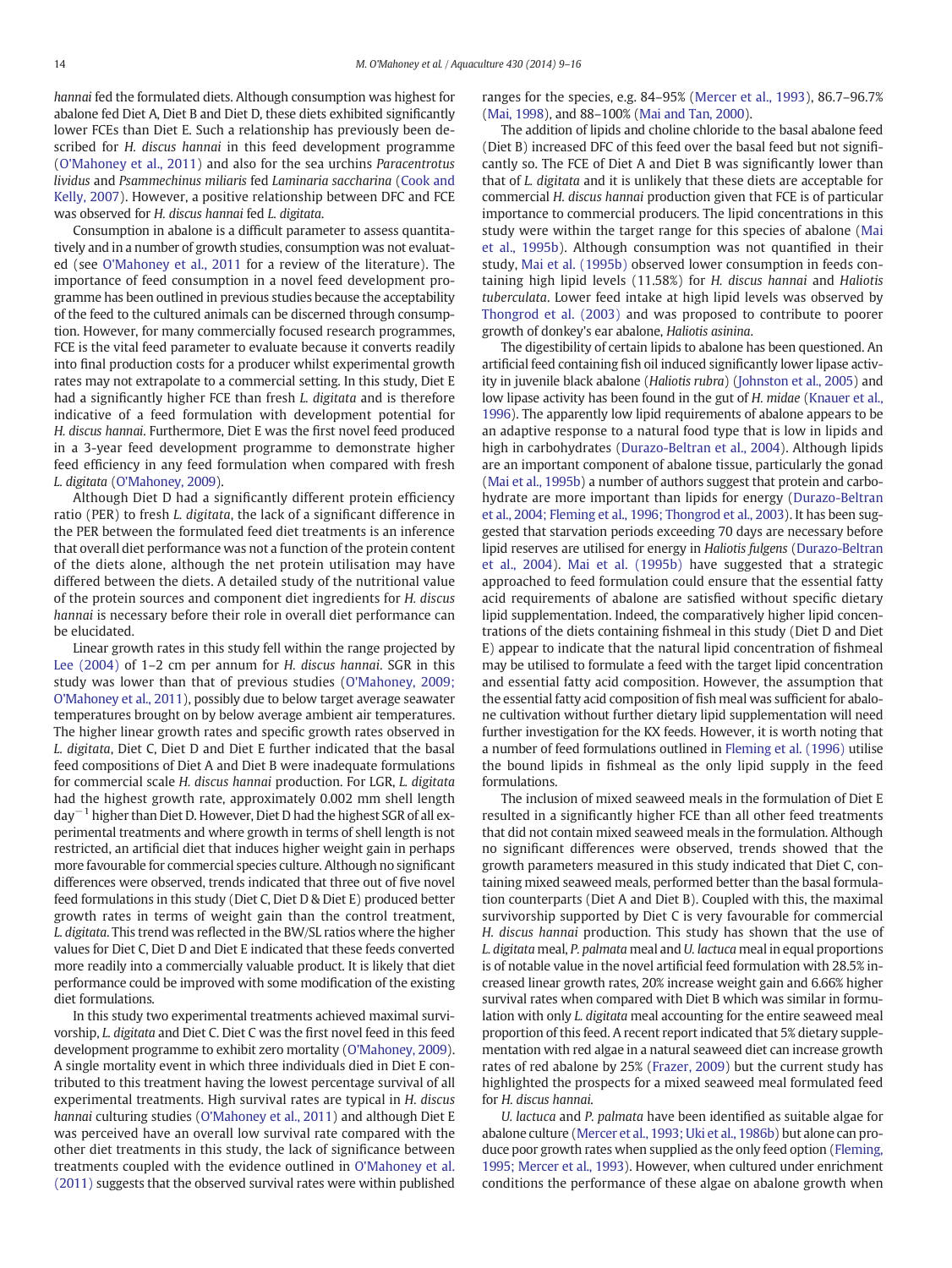*hannai* fed the formulated diets. Although consumption was highest for abalone fed Diet A, Diet B and Diet D, these diets exhibited significantly lower FCEs than Diet E. Such a relationship has previously been described for *H. discus hannai* in this feed development programme (O'Mahoney et al., 2011) and also for the sea urchins *Paracentrotus lividus* and *Psammechinus miliaris* fed *Laminaria saccharina* (Cook and Kelly, 2007). However, a positive relationship between DFC and FCE was observed for *H. discus hannai* fed *L. digitata*.

Consumption in abalone is a difficult parameter to assess quantitatively and in a number of growth studies, consumption was not evaluated (see O'Mahoney et al., 2011 for a review of the literature). The importance of feed consumption in a novel feed development programme has been outlined in previous studies because the acceptability of the feed to the cultured animals can be discerned through consumption. However, for many commercially focused research programmes, FCE is the vital feed parameter to evaluate because it converts readily into final production costs for a producer whilst experimental growth rates may not extrapolate to a commercial setting. In this study, Diet E had a significantly higher FCE than fresh *L. digitata* and is therefore indicative of a feed formulation with development potential for *H. discus hannai*. Furthermore, Diet E was the first novel feed produced in a 3-year feed development programme to demonstrate higher feed efficiency in any feed formulation when compared with fresh *L. digitata* (O'Mahoney, 2009).

Although Diet D had a significantly different protein efficiency ratio (PER) to fresh *L. digitata*, the lack of a significant difference in the PER between the formulated feed diet treatments is an inference that overall diet performance was not a function of the protein content of the diets alone, although the net protein utilisation may have differed between the diets. A detailed study of the nutritional value of the protein sources and component diet ingredients for *H. discus hannai* is necessary before their role in overall diet performance can be elucidated.

Linear growth rates in this study fell within the range projected by Lee (2004) of 1–2 cm per annum for *H. discus hannai*. SGR in this study was lower than that of previous studies (O'Mahoney, 2009; O'Mahoney et al., 2011), possibly due to below target average seawater temperatures brought on by below average ambient air temperatures. The higher linear growth rates and specific growth rates observed in *L. digitata*, Diet C, Diet D and Diet E further indicated that the basal feed compositions of Diet A and Diet B were inadequate formulations for commercial scale *H. discus hannai* production. For LGR, *L. digitata* had the highest growth rate, approximately 0.002 mm shell length $day^{-1}$ higher than Diet D. However, Diet D had the highest SGR of all experimental treatments and where growth in terms of shell length is not restricted, an artificial diet that induces higher weight gain in perhaps more favourable for commercial species culture. Although no significant differences were observed, trends indicated that three out of five novel feed formulations in this study (Diet C, Diet D & Diet E) produced better growth rates in terms of weight gain than the control treatment, *L. digitata*. This trend was reflected in the BW/SL ratios where the higher values for Diet C, Diet D and Diet E indicated that these feeds converted more readily into a commercially valuable product. It is likely that diet performance could be improved with some modification of the existing diet formulations.

In this study two experimental treatments achieved maximal survivorship, *L. digitata* and Diet C. Diet C was the first novel feed in this feed development programme to exhibit zero mortality (O'Mahoney, 2009). A single mortality event in which three individuals died in Diet E contributed to this treatment having the lowest percentage survival of all experimental treatments. High survival rates are typical in *H. discus hannai* culturing studies (O'Mahoney et al., 2011) and although Diet E was perceived have an overall low survival rate compared with the other diet treatments in this study, the lack of significance between treatments coupled with the evidence outlined in O'Mahoney et al. (2011) suggests that the observed survival rates were within published ranges for the species, e.g. 84–95% (Mercer et al., 1993), 86.7–96.7% (Mai, 1998), and 88–100% (Mai and Tan, 2000).

The addition of lipids and choline chloride to the basal abalone feed (Diet B) increased DFC of this feed over the basal feed but not significantly so. The FCE of Diet A and Diet B was significantly lower than that of *L. digitata* and it is unlikely that these diets are acceptable for commercial *H. discus hannai* production given that FCE is of particular importance to commercial producers. The lipid concentrations in this study were within the target range for this species of abalone (Mai et al., 1995b). Although consumption was not quantified in their study, Mai et al. (1995b) observed lower consumption in feeds containing high lipid levels (11.58%) for *H. discus hannai* and *Haliotis tuberculata*. Lower feed intake at high lipid levels was observed by Thongrod et al. (2003) and was proposed to contribute to poorer growth of donkey's ear abalone, *Haliotis asinina*.

The digestibility of certain lipids to abalone has been questioned. An artificial feed containing fish oil induced significantly lower lipase activity in juvenile black abalone (*Haliotis rubra*) (Johnston et al., 2005) and low lipase activity has been found in the gut of *H. midae* (Knauer et al., 1996). The apparently low lipid requirements of abalone appears to be an adaptive response to a natural food type that is low in lipids and high in carbohydrates (Durazo-Beltran et al., 2004). Although lipids are an important component of abalone tissue, particularly the gonad (Mai et al., 1995b) a number of authors suggest that protein and carbohydrate are more important than lipids for energy (Durazo-Beltran et al., 2004; Fleming et al., 1996; Thongrod et al., 2003). It has been suggested that starvation periods exceeding 70 days are necessary before lipid reserves are utilised for energy in *Haliotis fulgens* (Durazo-Beltran et al., 2004). Mai et al. (1995b) have suggested that a strategic approached to feed formulation could ensure that the essential fatty acid requirements of abalone are satisfied without specific dietary lipid supplementation. Indeed, the comparatively higher lipid concentrations of the diets containing fishmeal in this study (Diet D and Diet E) appear to indicate that the natural lipid concentration of fishmeal may be utilised to formulate a feed with the target lipid concentration and essential fatty acid composition. However, the assumption that the essential fatty acid composition of fish meal was sufficient for abalone cultivation without further dietary lipid supplementation will need further investigation for the KX feeds. However, it is worth noting that a number of feed formulations outlined in Fleming et al. (1996) utilise the bound lipids in fishmeal as the only lipid supply in the feed formulations.

The inclusion of mixed seaweed meals in the formulation of Diet E resulted in a significantly higher FCE than all other feed treatments that did not contain mixed seaweed meals in the formulation. Although no significant differences were observed, trends showed that the growth parameters measured in this study indicated that Diet C, containing mixed seaweed meals, performed better than the basal formulation counterparts (Diet A and Diet B). Coupled with this, the maximal survivorship supported by Diet C is very favourable for commercial *H. discus hannai* production. This study has shown that the use of *L. digitata* meal, *P. palmata* meal and *U. lactuca* meal in equal proportions is of notable value in the novel artificial feed formulation with 28.5% increased linear growth rates, 20% increase weight gain and 6.66% higher survival rates when compared with Diet B which was similar in formulation with only *L. digitata* meal accounting for the entire seaweed meal proportion of this feed. A recent report indicated that 5% dietary supplementation with red algae in a natural seaweed diet can increase growth rates of red abalone by 25% (Frazer, 2009) but the current study has highlighted the prospects for a mixed seaweed meal formulated feed for *H. discus hannai*.

*U. lactuca* and *P. palmata* have been identified as suitable algae for abalone culture (Mercer et al., 1993; Uki et al., 1986b) but alone can produce poor growth rates when supplied as the only feed option (Fleming, 1995; Mercer et al., 1993). However, when cultured under enrichment conditions the performance of these algae on abalone growth when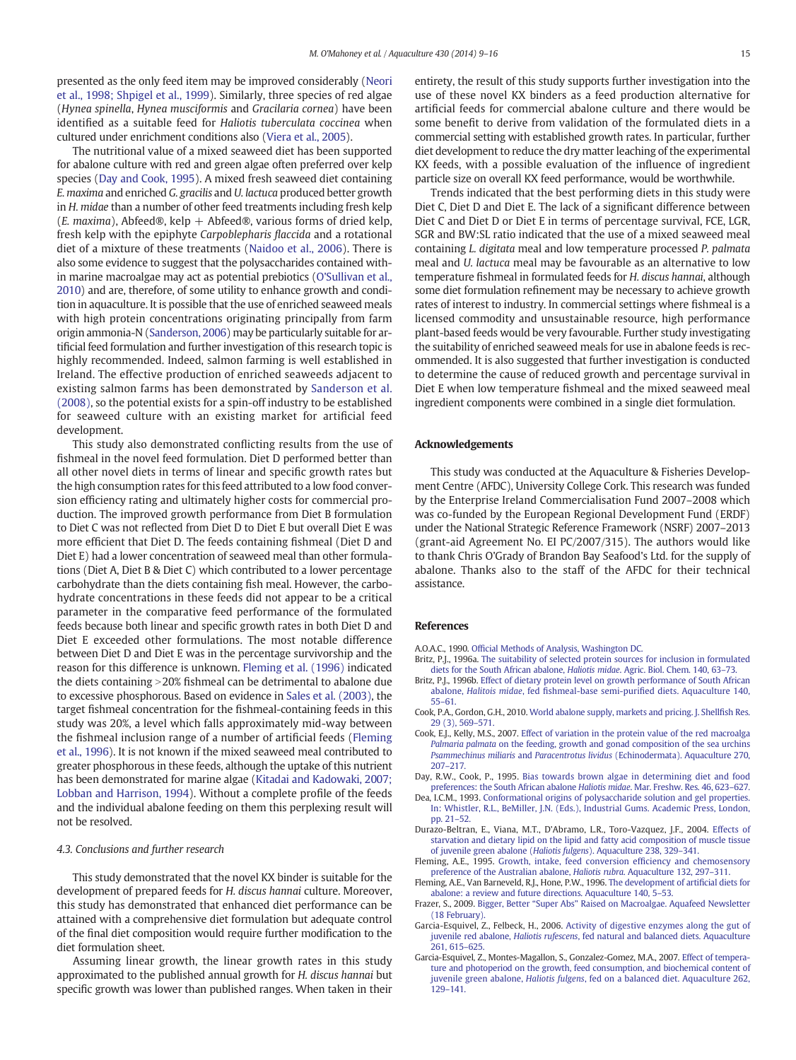presented as the only feed item may be improved considerably (Neori et al., 1998; Shpigel et al., 1999). Similarly, three species of red algae (*Hynea spinella*, *Hynea musciformis* and *Gracilaria cornea*) have been identified as a suitable feed for *Haliotis tuberculata coccinea* when cultured under enrichment conditions also (Viera et al., 2005).

The nutritional value of a mixed seaweed diet has been supported for abalone culture with red and green algae often preferred over kelp species (Day and Cook, 1995). A mixed fresh seaweed diet containing *E. maxima* and enriched *G. gracilis* and *U. lactuca* produced better growth in *H. midae* than a number of other feed treatments including fresh kelp (*E. maxima*), Abfeed®, kelp + Abfeed®, various forms of dried kelp, fresh kelp with the epiphyte *Carpoblepharis flaccida* and a rotational diet of a mixture of these treatments (Naidoo et al., 2006). There is also some evidence to suggest that the polysaccharides contained within marine macroalgae may act as potential prebiotics (O'Sullivan et al., 2010) and are, therefore, of some utility to enhance growth and condition in aquaculture. It is possible that the use of enriched seaweed meals with high protein concentrations originating principally from farm origin ammonia-N (Sanderson, 2006) may be particularly suitable for artificial feed formulation and further investigation of this research topic is highly recommended. Indeed, salmon farming is well established in Ireland. The effective production of enriched seaweeds adjacent to existing salmon farms has been demonstrated by Sanderson et al. (2008), so the potential exists for a spin-off industry to be established for seaweed culture with an existing market for artificial feed development.

This study also demonstrated conflicting results from the use of fishmeal in the novel feed formulation. Diet D performed better than all other novel diets in terms of linear and specific growth rates but the high consumption rates for this feed attributed to a low food conversion efficiency rating and ultimately higher costs for commercial production. The improved growth performance from Diet B formulation to Diet C was not reflected from Diet D to Diet E but overall Diet E was more efficient that Diet D. The feeds containing fishmeal (Diet D and Diet E) had a lower concentration of seaweed meal than other formulations (Diet A, Diet B & Diet C) which contributed to a lower percentage carbohydrate than the diets containing fish meal. However, the carbohydrate concentrations in these feeds did not appear to be a critical parameter in the comparative feed performance of the formulated feeds because both linear and specific growth rates in both Diet D and Diet E exceeded other formulations. The most notable difference between Diet D and Diet E was in the percentage survivorship and the reason for this difference is unknown. Fleming et al. (1996) indicated the diets containing >20% fishmeal can be detrimental to abalone due to excessive phosphorous. Based on evidence in Sales et al. (2003), the target fishmeal concentration for the fishmeal-containing feeds in this study was 20%, a level which falls approximately mid-way between the fishmeal inclusion range of a number of artificial feeds (Fleming et al., 1996). It is not known if the mixed seaweed meal contributed to greater phosphorous in these feeds, although the uptake of this nutrient has been demonstrated for marine algae (Kitadai and Kadowaki, 2007; Lobban and Harrison, 1994). Without a complete profile of the feeds and the individual abalone feeding on them this perplexing result will not be resolved.

### 4.3. Conclusions and further research

This study demonstrated that the novel KX binder is suitable for the development of prepared feeds for *H. discus hannai* culture. Moreover, this study has demonstrated that enhanced diet performance can be attained with a comprehensive diet formulation but adequate control of the final diet composition would require further modification to the diet formulation sheet.

Assuming linear growth, the linear growth rates in this study approximated to the published annual growth for *H. discus hannai* but specific growth was lower than published ranges. When taken in their entirety, the result of this study supports further investigation into the use of these novel KX binders as a feed production alternative for artificial feeds for commercial abalone culture and there would be some benefit to derive from validation of the formulated diets in a commercial setting with established growth rates. In particular, further diet development to reduce the dry matter leaching of the experimental KX feeds, with a possible evaluation of the influence of ingredient particle size on overall KX feed performance, would be worthwhile.

Trends indicated that the best performing diets in this study were Diet C, Diet D and Diet E. The lack of a significant difference between Diet C and Diet D or Diet E in terms of percentage survival, FCE, LGR, SGR and BW:SL ratio indicated that the use of a mixed seaweed meal containing *L. digitata* meal and low temperature processed *P. palmata* meal and *U. lactuca* meal may be favourable as an alternative to low temperature fishmeal in formulated feeds for *H. discus hannai*, although some diet formulation refinement may be necessary to achieve growth rates of interest to industry. In commercial settings where fishmeal is a licensed commodity and unsustainable resource, high performance plant-based feeds would be very favourable. Further study investigating the suitability of enriched seaweed meals for use in abalone feeds is recommended. It is also suggested that further investigation is conducted to determine the cause of reduced growth and percentage survival in Diet E when low temperature fishmeal and the mixed seaweed meal ingredient components were combined in a single diet formulation.

## Acknowledgements

This study was conducted at the Aquaculture & Fisheries Development Centre (AFDC), University College Cork. This research was funded by the Enterprise Ireland Commercialisation Fund 2007–2008 which was co-funded by the European Regional Development Fund (ERDF) under the National Strategic Reference Framework (NSRF) 2007–2013 (grant-aid Agreement No. EI PC/2007/315). The authors would like to thank Chris O'Grady of Brandon Bay Seafood's Ltd. for the supply of abalone. Thanks also to the staff of the AFDC for their technical assistance.

## References

A.O.A.C., 1990. Official Methods of Analysis, Washington DC.

Britz, P.J., 1996a. The suitability of selected protein sources for inclusion in formulated diets for the South African abalone, *Haliotis midae*. Agric. Biol. Chem. 140, 63–73.

Britz, P.J., 1996b. Effect of dietary protein level on growth performance of South African abalone, *Halitois midae*, fed fishmeal-base semi-purified diets. Aquaculture 140, 55–61.

Cook, P.A., Gordon, G.H., 2010. World abalone supply, markets and pricing. J. Shellfish Res. 29 (3), 569–571.

Cook, E.J., Kelly, M.S., 2007. Effect of variation in the protein value of the red macroalga *Palmaria palmata* on the feeding, growth and gonad composition of the sea urchins *Psammechinus miliaris* and *Paracentrotus lividus* (Echinodermata). Aquaculture 270, 207–217.

Day, R.W., Cook, P., 1995. Bias towards brown algae in determining diet and food preferences: the South African abalone *Haliotis midae*. Mar. Freshw. Res. 46, 623–627.

Dea, I.C.M., 1993. Conformational origins of polysaccharide solution and gel properties. In: Whistler, R.L., BeMiller, J.N. (Eds.), Industrial Gums. Academic Press, London, pp. 21–52.

Durazo-Beltran, E., Viana, M.T., D'Abramo, L.R., Toro-Vazquez, J.F., 2004. Effects of starvation and dietary lipid on the lipid and fatty acid composition of muscle tissue of juvenile green abalone (*Haliotis fulgens*). Aquaculture 238, 329–341.

Fleming, A.E., 1995. Growth, intake, feed conversion efficiency and chemosensory preference of the Australian abalone, *Haliotis rubra*. Aquaculture 132, 297–311.

Fleming, A.E., Van Barneveld, R.J., Hone, P.W., 1996. The development of artificial diets for abalone: a review and future directions. Aquaculture 140, 5–53.

Frazer, S., 2009. Bigger, Better "Super Abs" Raised on Macroalgae. Aquafeed Newsletter (18 February).

Garcia-Esquivel, Z., Felbeck, H., 2006. Activity of digestive enzymes along the gut of juvenile red abalone, *Haliotis rufescens*, fed natural and balanced diets. Aquaculture 261, 615–625.

Garcia-Esquivel, Z., Montes-Magallon, S., Gonzalez-Gomez, M.A., 2007. Effect of temperature and photoperiod on the growth, feed consumption, and biochemical content of juvenile green abalone, *Haliotis fulgens*, fed on a balanced diet. Aquaculture 262, 129–141.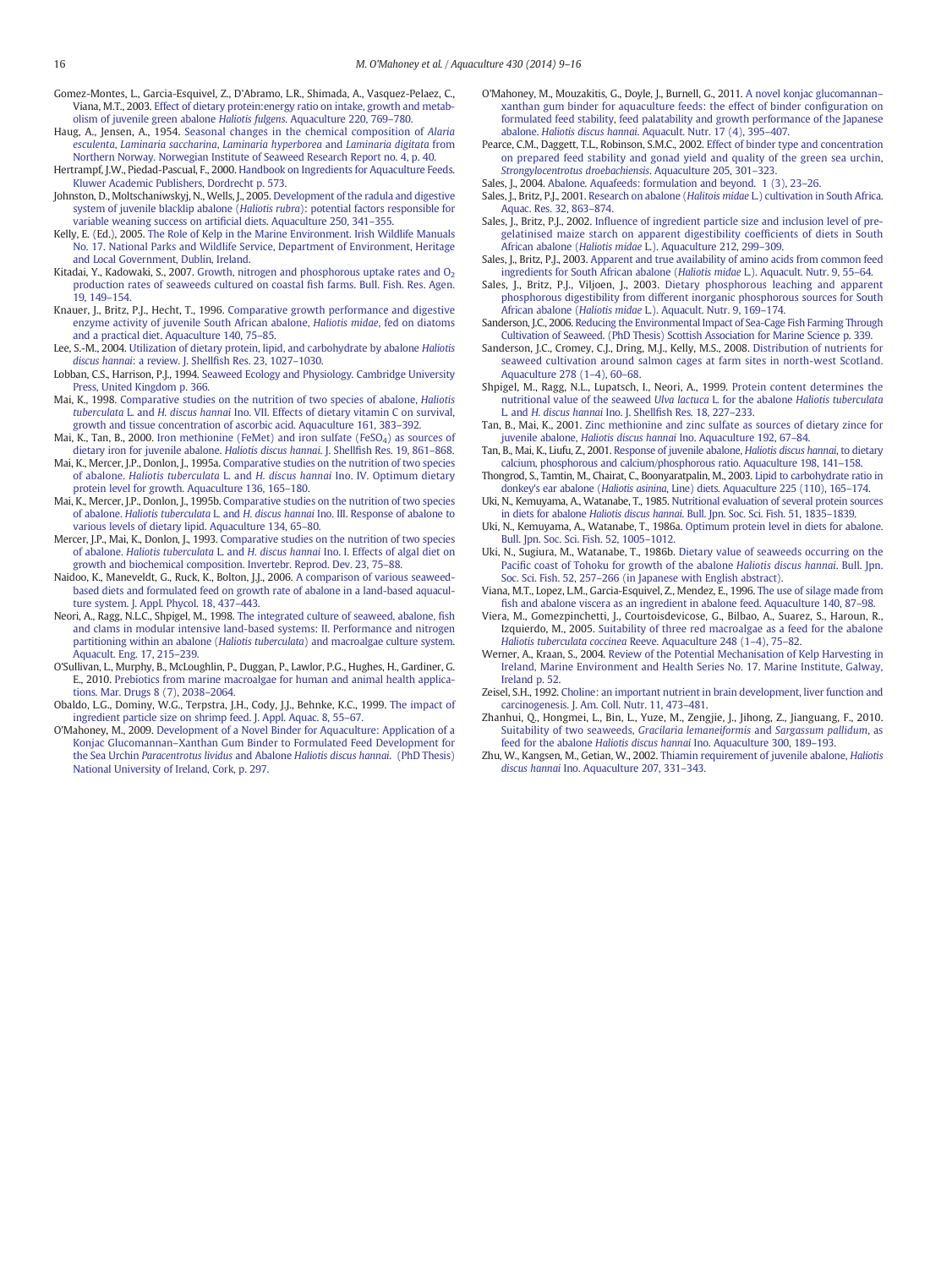Gomez-Montes, L., Garcia-Esquivel, Z., D'Abramo, L.R., Shimada, A., Vasquez-Pelaez, C., Viana, M.T., 2003. Effect of dietary protein:energy ratio on intake, growth and metabolism of juvenile green abalone *Haliotis fulgens*. Aquaculture 220, 769–780.

Haug, A., Jensen, A., 1954. Seasonal changes in the chemical composition of *Alaria esculenta*, *Laminaria saccharina*, *Laminaria hyperborea* and *Laminaria digitata* from Northern Norway. Norwegian Institute of Seaweed Research Report no. 4, p. 40.

Hertrampf, J.W., Piedad-Pascual, F., 2000. Handbook on Ingredients for Aquaculture Feeds. Kluwer Academic Publishers, Dordrecht p. 573.

Johnston, D., Moltschaniwskyj, N., Wells, J., 2005. Development of the radula and digestive system of juvenile blacklip abalone (*Haliotis rubra*): potential factors responsible for variable weaning success on artificial diets. Aquaculture 250, 341–355.

Kelly, E. (Ed.), 2005. The Role of Kelp in the Marine Environment. Irish Wildlife Manuals No. 17. National Parks and Wildlife Service, Department of Environment, Heritage and Local Government, Dublin, Ireland.

Kitadai, Y., Kadowaki, S., 2007. Growth, nitrogen and phosphorous uptake rates and $O_2$ production rates of seaweeds cultured on coastal fish farms. Bull. Fish. Res. Agen. 19, 149–154.

Knauer, J., Britz, P.J., Hecht, T., 1996. Comparative growth performance and digestive enzyme activity of juvenile South African abalone, *Haliotis midae*, fed on diatoms and a practical diet. Aquaculture 140, 75–85.

Lee, S.-M., 2004. Utilization of dietary protein, lipid, and carbohydrate by abalone *Haliotis discus hannai*: a review. J. Shellfish Res. 23, 1027–1030.

Lobban, C.S., Harrison, P.J., 1994. Seaweed Ecology and Physiology. Cambridge University Press, United Kingdom p. 366.

Mai, K., 1998. Comparative studies on the nutrition of two species of abalone, *Haliotis tuberculata* L. and *H. discus hannai* Ino. VII. Effects of dietary vitamin C on survival, growth and tissue concentration of ascorbic acid. Aquaculture 161, 383–392.

Mai, K., Tan, B., 2000. Iron methionine (FeMet) and iron sulfate ($FeSO_4$) as sources of dietary iron for juvenile abalone, *Haliotis discus hannai*. J. Shellfish Res. 19, 861–868.

Mai, K., Mercer, J.P., Donlon, J., 1995a. Comparative studies on the nutrition of two species of abalone. *Haliotis tuberculata* L. and *H. discus hannai* Ino. IV. Optimum dietary protein level for growth. Aquaculture 136, 165–180.

Mai, K., Mercer, J.P., Donlon, J., 1995b. Comparative studies on the nutrition of two species of abalone. *Haliotis tuberculata* L. and *H. discus hannai* Ino. III. Response of abalone to various levels of dietary lipid. Aquaculture 134, 65–80.

Mercer, J.P., Mai, K., Donlon, J., 1993. Comparative studies on the nutrition of two species of abalone. *Haliotis tuberculata* L. and *H. discus hannai* Ino. I. Effects of algal diet on growth and biochemical composition. Invertebr. Reprod. Dev. 23, 75–88.

Naidoo, K., Maneveldt, G., Ruck, K., Bolton, J.J., 2006. A comparison of various seaweed-based diets and formulated feed on growth rate of abalone in a land-based aquaculture system. J. Appl. Phycol. 18, 437–443.

Neori, A., Ragg, N.L.C., Shpigel, M., 1998. The integrated culture of seaweed, abalone, fish and clams in modular intensive land-based systems: II. Performance and nitrogen partitioning within an abalone (*Haliotis tuberculata*) and macroalgae culture system. Aquacult. Eng. 17, 215–239.

O'Sullivan, L., Murphy, B., McLoughlin, P., Duggan, P., Lawlor, P.G., Hughes, H., Gardiner, G. E., 2010. Prebiotics from marine macroalgae for human and animal health applications. Mar. Drugs 8 (7), 2038–2064.

Obaldo, L.G., Dominy, W.G., Terpstra, J.H., Cody, J.J., Behnke, K.C., 1999. The impact of ingredient particle size on shrimp feed. J. Appl. Aquac. 8, 55–67.

O'Mahoney, M., 2009. Development of a Novel Binder for Aquaculture: Application of a Konjac Glucomannan–Xanthan Gum Binder to Formulated Feed Development for the Sea Urchin *Paracentrotus lividus* and Abalone *Haliotis discus hannai*. (PhD Thesis) National University of Ireland, Cork, p. 297.

O'Mahoney, M., Mouzakitis, G., Doyle, J., Burnell, G., 2011. A novel konjac glucomannan–xanthan gum binder for aquaculture feeds: the effect of binder configuration on formulated feed stability, feed palatability and growth performance of the Japanese abalone. *Haliotis discus hannai*. Aquacult. Nutr. 17 (4), 395–407.

Pearce, C.M., Daggett, T.L., Robinson, S.M.C., 2002. Effect of binder type and concentration on prepared feed stability and gonad yield and quality of the green sea urchin, *Strongylocentrotus droebachiensis*. Aquaculture 205, 301–323.

Sales, J., 2004. Abalone. Aquafeeds: formulation and beyond. 1 (3), 23–26.

Sales, J., Britz, P.J., 2001. Research on abalone (*Halitois midae* L.) cultivation in South Africa. Aquac. Res. 32, 863–874.

Sales, J., Britz, P.J., 2002. Influence of ingredient particle size and inclusion level of pre-gelatinised maize starch on apparent digestibility coefficients of diets in South African abalone (*Haliotis midae* L.). Aquaculture 212, 299–309.

Sales, J., Britz, P.J., 2003. Apparent and true availability of amino acids from common feed ingredients for South African abalone (*Haliotis midae* L.). Aquacult. Nutr. 9, 55–64.

Sales, J., Britz, P.J., Viljoen, J., 2003. Dietary phosphorous leaching and apparent phosphorous digestibility from different inorganic phosphorous sources for South African abalone (*Haliotis midae* L.). Aquacult. Nutr. 9, 169–174.

Sanderson, J.C., 2006. Reducing the Environmental Impact of Sea-Cage Fish Farming Through Cultivation of Seaweed. (PhD Thesis) Scottish Association for Marine Science p. 339.

Sanderson, J.C., Cromey, C.J., Dring, M.J., Kelly, M.S., 2008. Distribution of nutrients for seaweed cultivation around salmon cages at farm sites in north-west Scotland. Aquaculture 278 (1–4), 60–68.

Shpigel, M., Ragg, N.L., Lupatsch, I., Neori, A., 1999. Protein content determines the nutritional value of the seaweed *Ulva lactuca* L. for the abalone *Haliotis tuberculata* L. and *H. discus hannai* Ino. J. Shellfish Res. 18, 227–233.

Tan, B., Mai, K., 2001. Zinc methionine and zinc sulfate as sources of dietary zince for juvenile abalone, *Haliotis discus hannai* Ino. Aquaculture 192, 67–84.

Tan, B., Mai, K., Liufu, Z., 2001. Response of juvenile abalone, *Haliotis discus hannai*, to dietary calcium, phosphorous and calcium/phosphorous ratio. Aquaculture 198, 141–158.

Thongrod, S., Tamtin, M., Chairat, C., Boonyaratpalin, M., 2003. Lipid to carbohydrate ratio in donkey's ear abalone (*Haliotis asinina*, Line) diets. Aquaculture 225 (110), 165–174.

Uki, N., Kemuyama, A., Watanabe, T., 1985. Nutritional evaluation of several protein sources in diets for abalone *Haliotis discus hannai*. Bull. Jpn. Soc. Sci. Fish. 51, 1835–1839.

Uki, N., Kemuyama, A., Watanabe, T., 1986a. Optimum protein level in diets for abalone. Bull. Jpn. Soc. Sci. Fish. 52, 1005–1012.

Uki, N., Sugiura, M., Watanabe, T., 1986b. Dietary value of seaweeds occurring on the Pacific coast of Tohoku for growth of the abalone *Haliotis discus hannai*. Bull. Jpn. Soc. Sci. Fish. 52, 257–266 (in Japanese with English abstract).

Viana, M.T., Lopez, L.M., Garcia-Esquivel, Z., Mendez, E., 1996. The use of silage made from fish and abalone viscera as an ingredient in abalone feed. Aquaculture 140, 87–98.

Viera, M., Gomezpinchetti, J., Courtoisdevicose, G., Bilbao, A., Suarez, S., Haroun, R., Izquierdo, M., 2005. Suitability of three red macroalgae as a feed for the abalone *Haliotis tuberculata coccinea* Reeve. Aquaculture 248 (1–4), 75–82.

Werner, A., Kraan, S., 2004. Review of the Potential Mechanisation of Kelp Harvesting in Ireland, Marine Environment and Health Series No. 17. Marine Institute, Galway, Ireland p. 52.

Zeisel, S.H., 1992. Choline: an important nutrient in brain development, liver function and carcinogenesis. J. Am. Coll. Nutr. 11, 473–481.

Zhanhui, Q., Hongmei, L., Bin, L., Yuze, M., Zengjie, J., Jihong, Z., Jianguang, F., 2010. Suitability of two seaweeds, *Gracilaria lemaneiformis* and *Sargassum pallidum*, as feed for the abalone *Haliotis discus hannai* Ino. Aquaculture 300, 189–193.

Zhu, W., Kangsen, M., Getian, W., 2002. Thiamin requirement of juvenile abalone, *Haliotis discus hannai* Ino. Aquaculture 207, 331–343.